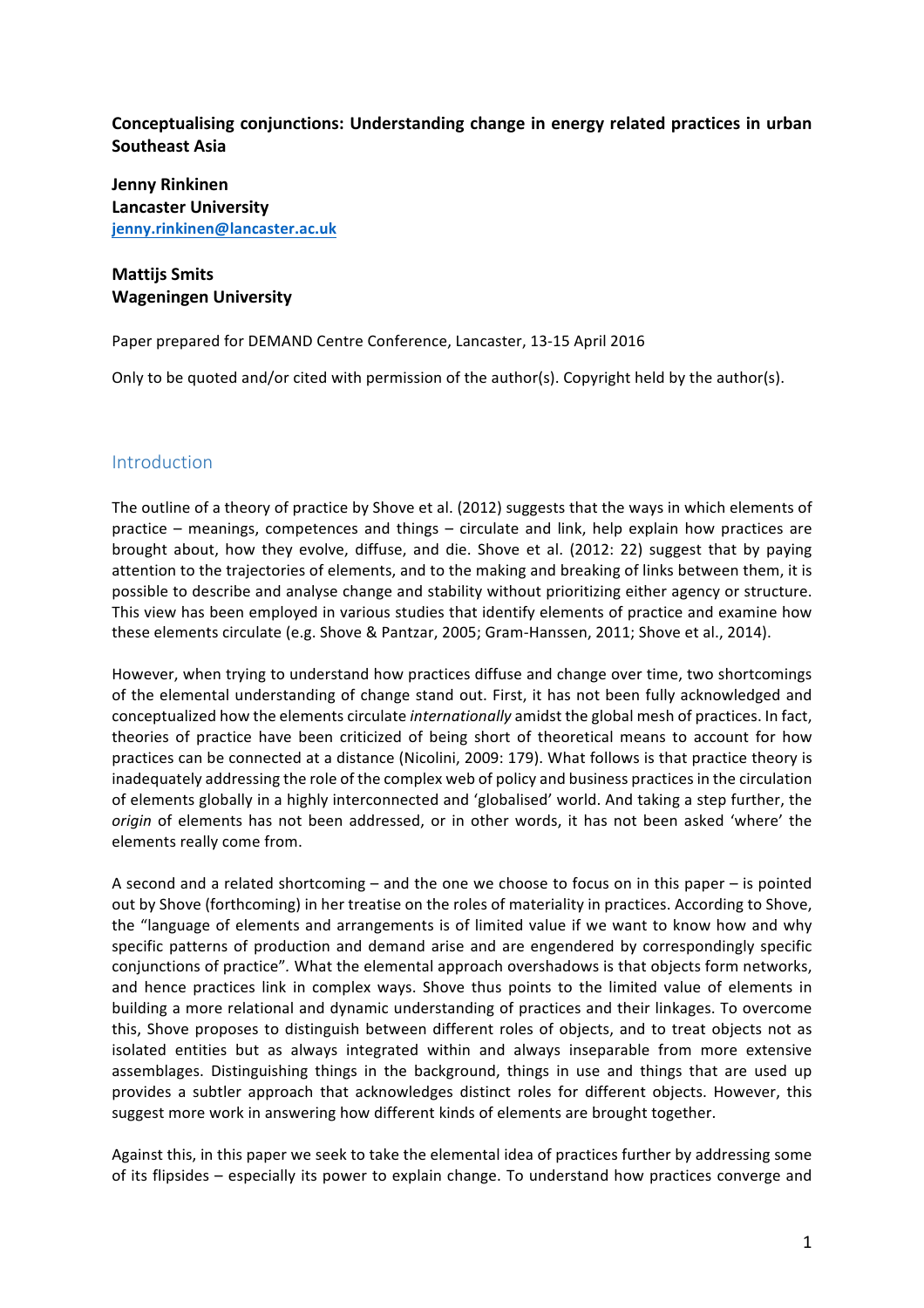**Conceptualising conjunctions: Understanding change in energy related practices in urban Southeast Asia**

**Jenny Rinkinen**
**Lancaster University**
jenny.rinkinen@lancaster.ac.uk

**Mattijs Smits**
**Wageningen University**

Paper prepared for DEMAND Centre Conference, Lancaster, 13-15 April 2016

Only to be quoted and/or cited with permission of the author(s). Copyright held by the author(s).

## Introduction

The outline of a theory of practice by Shove et al. (2012) suggests that the ways in which elements of practice – meanings, competences and things – circulate and link, help explain how practices are brought about, how they evolve, diffuse, and die. Shove et al. (2012: 22) suggest that by paying attention to the trajectories of elements, and to the making and breaking of links between them, it is possible to describe and analyse change and stability without prioritizing either agency or structure. This view has been employed in various studies that identify elements of practice and examine how these elements circulate (e.g. Shove & Pantzar, 2005; Gram-Hanssen, 2011; Shove et al., 2014).

However, when trying to understand how practices diffuse and change over time, two shortcomings of the elemental understanding of change stand out. First, it has not been fully acknowledged and conceptualized how the elements circulate *internationally* amidst the global mesh of practices. In fact, theories of practice have been criticized of being short of theoretical means to account for how practices can be connected at a distance (Nicolini, 2009: 179). What follows is that practice theory is inadequately addressing the role of the complex web of policy and business practices in the circulation of elements globally in a highly interconnected and 'globalised' world. And taking a step further, the *origin* of elements has not been addressed, or in other words, it has not been asked 'where' the elements really come from.

A second and a related shortcoming – and the one we choose to focus on in this paper – is pointed out by Shove (forthcoming) in her treatise on the roles of materiality in practices. According to Shove, the "language of elements and arrangements is of limited value if we want to know how and why specific patterns of production and demand arise and are engendered by correspondingly specific conjunctions of practice". What the elemental approach overshadows is that objects form networks, and hence practices link in complex ways. Shove thus points to the limited value of elements in building a more relational and dynamic understanding of practices and their linkages. To overcome this, Shove proposes to distinguish between different roles of objects, and to treat objects not as isolated entities but as always integrated within and always inseparable from more extensive assemblages. Distinguishing things in the background, things in use and things that are used up provides a subtler approach that acknowledges distinct roles for different objects. However, this suggest more work in answering how different kinds of elements are brought together.

Against this, in this paper we seek to take the elemental idea of practices further by addressing some of its flipsides – especially its power to explain change. To understand how practices converge and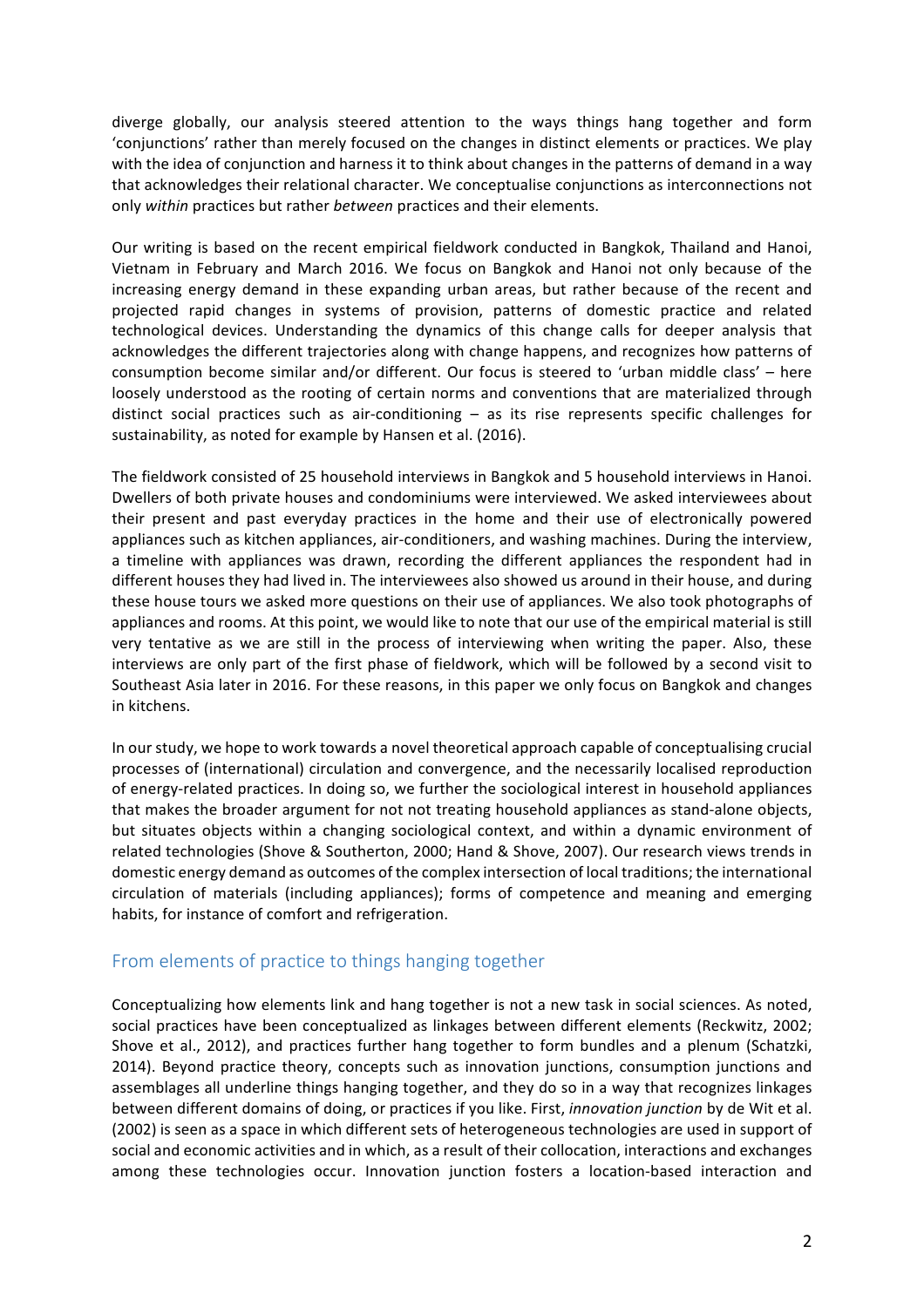diverge globally, our analysis steered attention to the ways things hang together and form 'conjunctions' rather than merely focused on the changes in distinct elements or practices. We play with the idea of conjunction and harness it to think about changes in the patterns of demand in a way that acknowledges their relational character. We conceptualise conjunctions as interconnections not only *within* practices but rather *between* practices and their elements.

Our writing is based on the recent empirical fieldwork conducted in Bangkok, Thailand and Hanoi, Vietnam in February and March 2016. We focus on Bangkok and Hanoi not only because of the increasing energy demand in these expanding urban areas, but rather because of the recent and projected rapid changes in systems of provision, patterns of domestic practice and related technological devices. Understanding the dynamics of this change calls for deeper analysis that acknowledges the different trajectories along with change happens, and recognizes how patterns of consumption become similar and/or different. Our focus is steered to 'urban middle class' – here loosely understood as the rooting of certain norms and conventions that are materialized through distinct social practices such as air-conditioning – as its rise represents specific challenges for sustainability, as noted for example by Hansen et al. (2016).

The fieldwork consisted of 25 household interviews in Bangkok and 5 household interviews in Hanoi. Dwellers of both private houses and condominiums were interviewed. We asked interviewees about their present and past everyday practices in the home and their use of electronically powered appliances such as kitchen appliances, air-conditioners, and washing machines. During the interview, a timeline with appliances was drawn, recording the different appliances the respondent had in different houses they had lived in. The interviewees also showed us around in their house, and during these house tours we asked more questions on their use of appliances. We also took photographs of appliances and rooms. At this point, we would like to note that our use of the empirical material is still very tentative as we are still in the process of interviewing when writing the paper. Also, these interviews are only part of the first phase of fieldwork, which will be followed by a second visit to Southeast Asia later in 2016. For these reasons, in this paper we only focus on Bangkok and changes in kitchens.

In our study, we hope to work towards a novel theoretical approach capable of conceptualising crucial processes of (international) circulation and convergence, and the necessarily localised reproduction of energy-related practices. In doing so, we further the sociological interest in household appliances that makes the broader argument for not not treating household appliances as stand-alone objects, but situates objects within a changing sociological context, and within a dynamic environment of related technologies (Shove & Southerton, 2000; Hand & Shove, 2007). Our research views trends in domestic energy demand as outcomes of the complex intersection of local traditions; the international circulation of materials (including appliances); forms of competence and meaning and emerging habits, for instance of comfort and refrigeration.

## From elements of practice to things hanging together

Conceptualizing how elements link and hang together is not a new task in social sciences. As noted, social practices have been conceptualized as linkages between different elements (Reckwitz, 2002; Shove et al., 2012), and practices further hang together to form bundles and a plenum (Schatzki, 2014). Beyond practice theory, concepts such as innovation junctions, consumption junctions and assemblages all underline things hanging together, and they do so in a way that recognizes linkages between different domains of doing, or practices if you like. First, *innovation junction* by de Wit et al. (2002) is seen as a space in which different sets of heterogeneous technologies are used in support of social and economic activities and in which, as a result of their collocation, interactions and exchanges among these technologies occur. Innovation junction fosters a location-based interaction and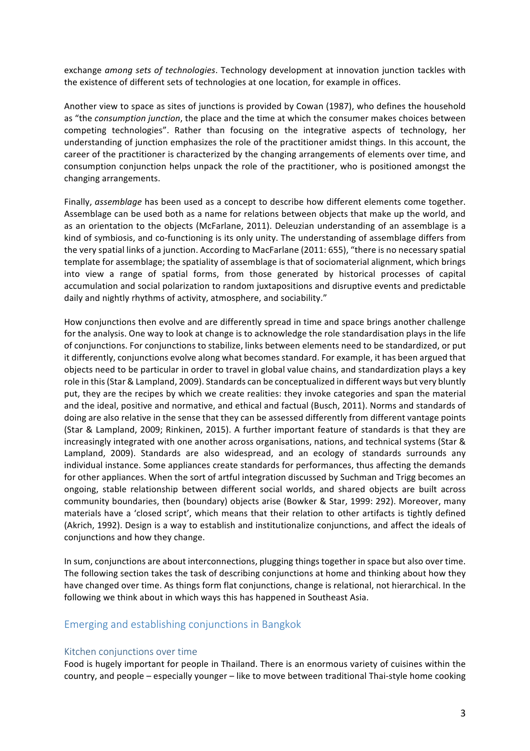exchange *among sets of technologies*. Technology development at innovation junction tackles with the existence of different sets of technologies at one location, for example in offices.

Another view to space as sites of junctions is provided by Cowan (1987), who defines the household as "the *consumption junction*, the place and the time at which the consumer makes choices between competing technologies". Rather than focusing on the integrative aspects of technology, her understanding of junction emphasizes the role of the practitioner amidst things. In this account, the career of the practitioner is characterized by the changing arrangements of elements over time, and consumption conjunction helps unpack the role of the practitioner, who is positioned amongst the changing arrangements.

Finally, *assemblage* has been used as a concept to describe how different elements come together. Assemblage can be used both as a name for relations between objects that make up the world, and as an orientation to the objects (McFarlane, 2011). Deleuzian understanding of an assemblage is a kind of symbiosis, and co-functioning is its only unity. The understanding of assemblage differs from the very spatial links of a junction. According to MacFarlane (2011: 655), "there is no necessary spatial template for assemblage; the spatiality of assemblage is that of sociomaterial alignment, which brings into view a range of spatial forms, from those generated by historical processes of capital accumulation and social polarization to random juxtapositions and disruptive events and predictable daily and nightly rhythms of activity, atmosphere, and sociability."

How conjunctions then evolve and are differently spread in time and space brings another challenge for the analysis. One way to look at change is to acknowledge the role standardisation plays in the life of conjunctions. For conjunctions to stabilize, links between elements need to be standardized, or put it differently, conjunctions evolve along what becomes standard. For example, it has been argued that objects need to be particular in order to travel in global value chains, and standardization plays a key role in this (Star & Lampland, 2009). Standards can be conceptualized in different ways but very bluntly put, they are the recipes by which we create realities: they invoke categories and span the material and the ideal, positive and normative, and ethical and factual (Busch, 2011). Norms and standards of doing are also relative in the sense that they can be assessed differently from different vantage points (Star & Lampland, 2009; Rinkinen, 2015). A further important feature of standards is that they are increasingly integrated with one another across organisations, nations, and technical systems (Star & Lampland, 2009). Standards are also widespread, and an ecology of standards surrounds any individual instance. Some appliances create standards for performances, thus affecting the demands for other appliances. When the sort of artful integration discussed by Suchman and Trigg becomes an ongoing, stable relationship between different social worlds, and shared objects are built across community boundaries, then (boundary) objects arise (Bowker & Star, 1999: 292). Moreover, many materials have a 'closed script', which means that their relation to other artifacts is tightly defined (Akrich, 1992). Design is a way to establish and institutionalize conjunctions, and affect the ideals of conjunctions and how they change.

In sum, conjunctions are about interconnections, plugging things together in space but also over time. The following section takes the task of describing conjunctions at home and thinking about how they have changed over time. As things form flat conjunctions, change is relational, not hierarchical. In the following we think about in which ways this has happened in Southeast Asia.

## Emerging and establishing conjunctions in Bangkok

### Kitchen conjunctions over time

Food is hugely important for people in Thailand. There is an enormous variety of cuisines within the country, and people – especially younger – like to move between traditional Thai-style home cooking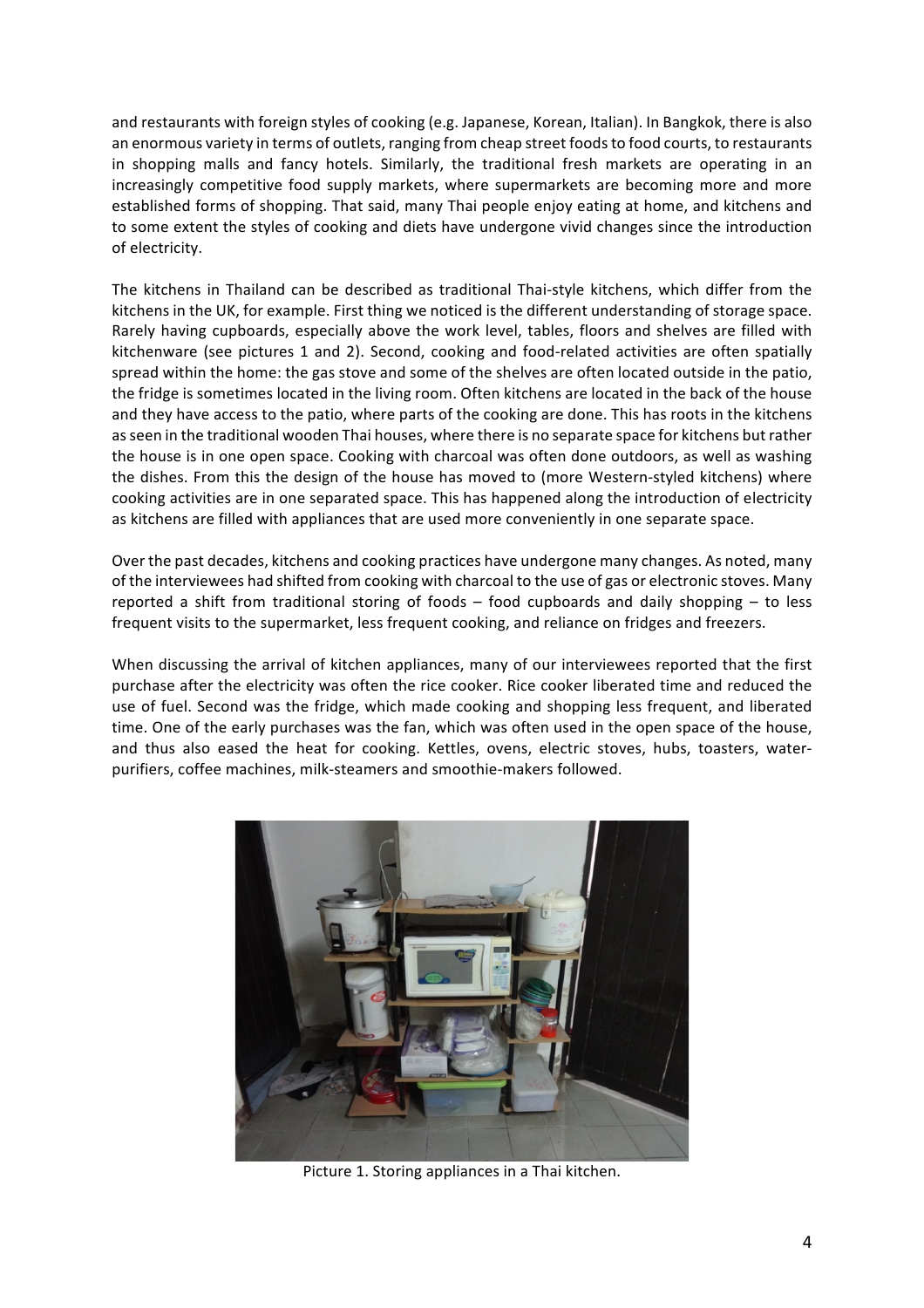and restaurants with foreign styles of cooking (e.g. Japanese, Korean, Italian). In Bangkok, there is also an enormous variety in terms of outlets, ranging from cheap street foods to food courts, to restaurants in shopping malls and fancy hotels. Similarly, the traditional fresh markets are operating in an increasingly competitive food supply markets, where supermarkets are becoming more and more established forms of shopping. That said, many Thai people enjoy eating at home, and kitchens and to some extent the styles of cooking and diets have undergone vivid changes since the introduction of electricity.

The kitchens in Thailand can be described as traditional Thai-style kitchens, which differ from the kitchens in the UK, for example. First thing we noticed is the different understanding of storage space. Rarely having cupboards, especially above the work level, tables, floors and shelves are filled with kitchenware (see pictures 1 and 2). Second, cooking and food-related activities are often spatially spread within the home: the gas stove and some of the shelves are often located outside in the patio, the fridge is sometimes located in the living room. Often kitchens are located in the back of the house and they have access to the patio, where parts of the cooking are done. This has roots in the kitchens as seen in the traditional wooden Thai houses, where there is no separate space for kitchens but rather the house is in one open space. Cooking with charcoal was often done outdoors, as well as washing the dishes. From this the design of the house has moved to (more Western-styled kitchens) where cooking activities are in one separated space. This has happened along the introduction of electricity as kitchens are filled with appliances that are used more conveniently in one separate space.

Over the past decades, kitchens and cooking practices have undergone many changes. As noted, many of the interviewees had shifted from cooking with charcoal to the use of gas or electronic stoves. Many reported a shift from traditional storing of foods – food cupboards and daily shopping – to less frequent visits to the supermarket, less frequent cooking, and reliance on fridges and freezers.

When discussing the arrival of kitchen appliances, many of our interviewees reported that the first purchase after the electricity was often the rice cooker. Rice cooker liberated time and reduced the use of fuel. Second was the fridge, which made cooking and shopping less frequent, and liberated time. One of the early purchases was the fan, which was often used in the open space of the house, and thus also eased the heat for cooking. Kettles, ovens, electric stoves, hubs, toasters, water-purifiers, coffee machines, milk-steamers and smoothie-makers followed.

Picture 1. Storing appliances in a Thai kitchen.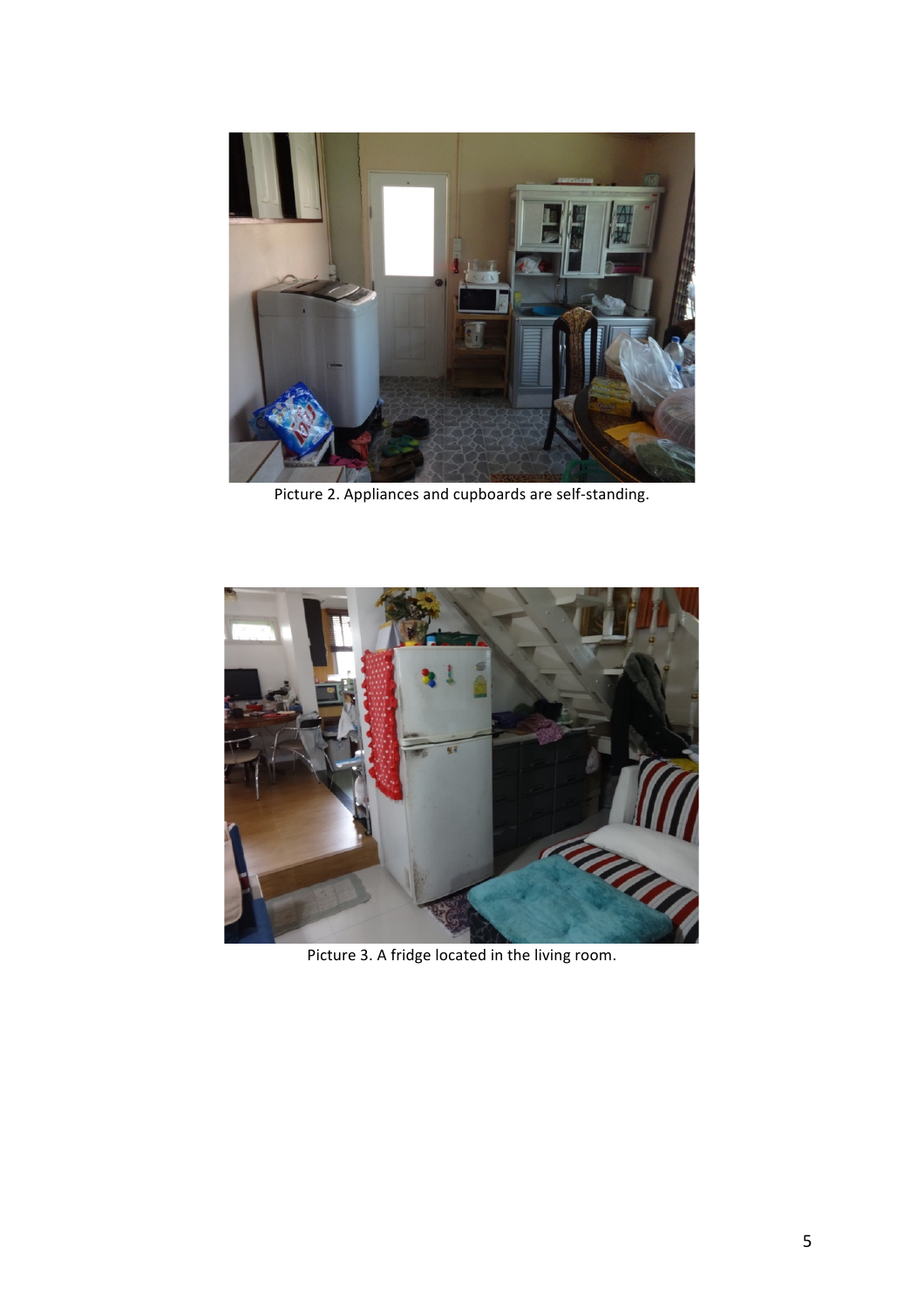Picture 2. Appliances and cupboards are self-standing.

Picture 3. A fridge located in the living room.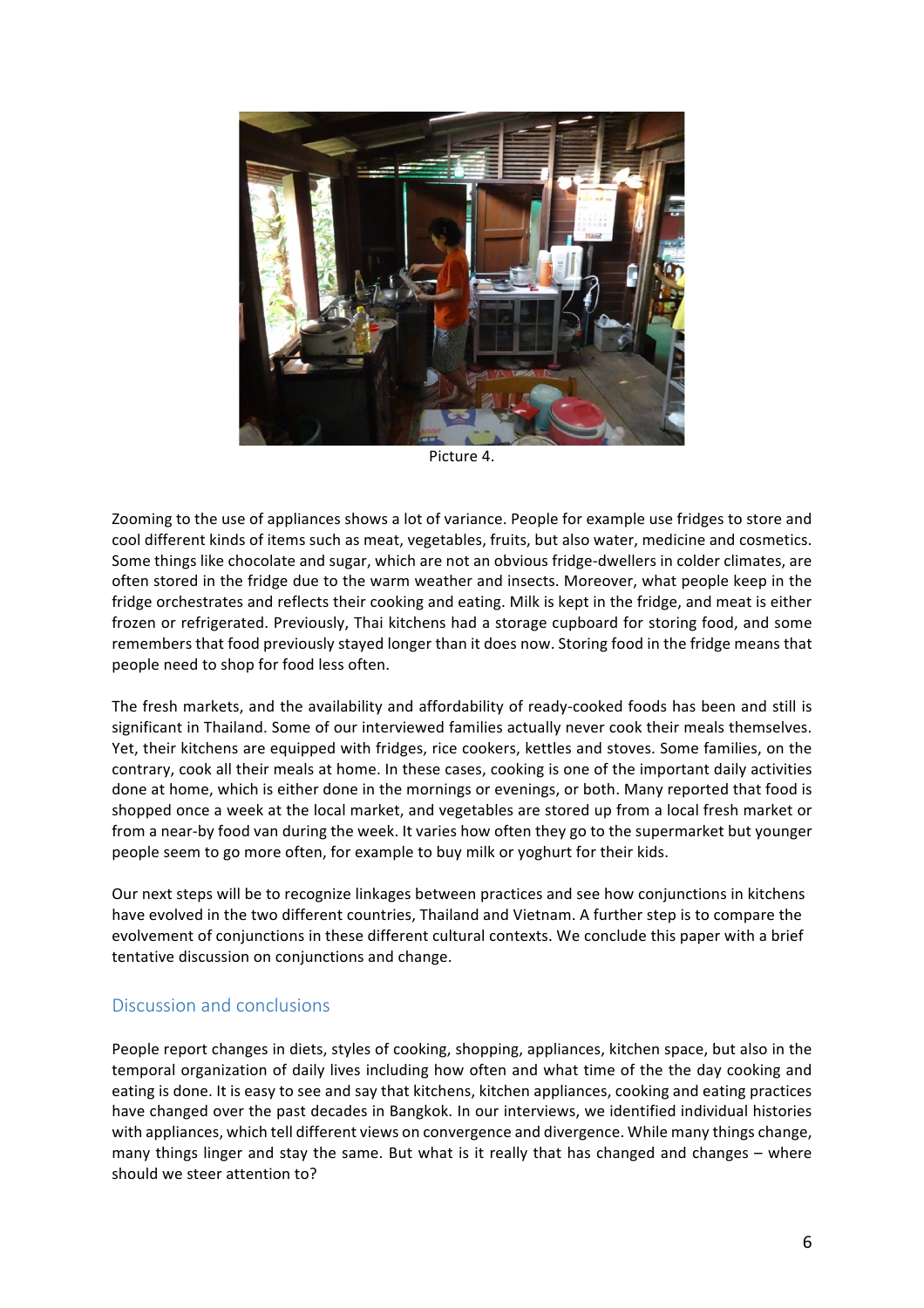Picture 4.

Zooming to the use of appliances shows a lot of variance. People for example use fridges to store and cool different kinds of items such as meat, vegetables, fruits, but also water, medicine and cosmetics. Some things like chocolate and sugar, which are not an obvious fridge-dwellers in colder climates, are often stored in the fridge due to the warm weather and insects. Moreover, what people keep in the fridge orchestrates and reflects their cooking and eating. Milk is kept in the fridge, and meat is either frozen or refrigerated. Previously, Thai kitchens had a storage cupboard for storing food, and some remembers that food previously stayed longer than it does now. Storing food in the fridge means that people need to shop for food less often.

The fresh markets, and the availability and affordability of ready-cooked foods has been and still is significant in Thailand. Some of our interviewed families actually never cook their meals themselves. Yet, their kitchens are equipped with fridges, rice cookers, kettles and stoves. Some families, on the contrary, cook all their meals at home. In these cases, cooking is one of the important daily activities done at home, which is either done in the mornings or evenings, or both. Many reported that food is shopped once a week at the local market, and vegetables are stored up from a local fresh market or from a near-by food van during the week. It varies how often they go to the supermarket but younger people seem to go more often, for example to buy milk or yoghurt for their kids.

Our next steps will be to recognize linkages between practices and see how conjunctions in kitchens have evolved in the two different countries, Thailand and Vietnam. A further step is to compare the evolvement of conjunctions in these different cultural contexts. We conclude this paper with a brief tentative discussion on conjunctions and change.

## Discussion and conclusions

People report changes in diets, styles of cooking, shopping, appliances, kitchen space, but also in the temporal organization of daily lives including how often and what time of the the day cooking and eating is done. It is easy to see and say that kitchens, kitchen appliances, cooking and eating practices have changed over the past decades in Bangkok. In our interviews, we identified individual histories with appliances, which tell different views on convergence and divergence. While many things change, many things linger and stay the same. But what is it really that has changed and changes – where should we steer attention to?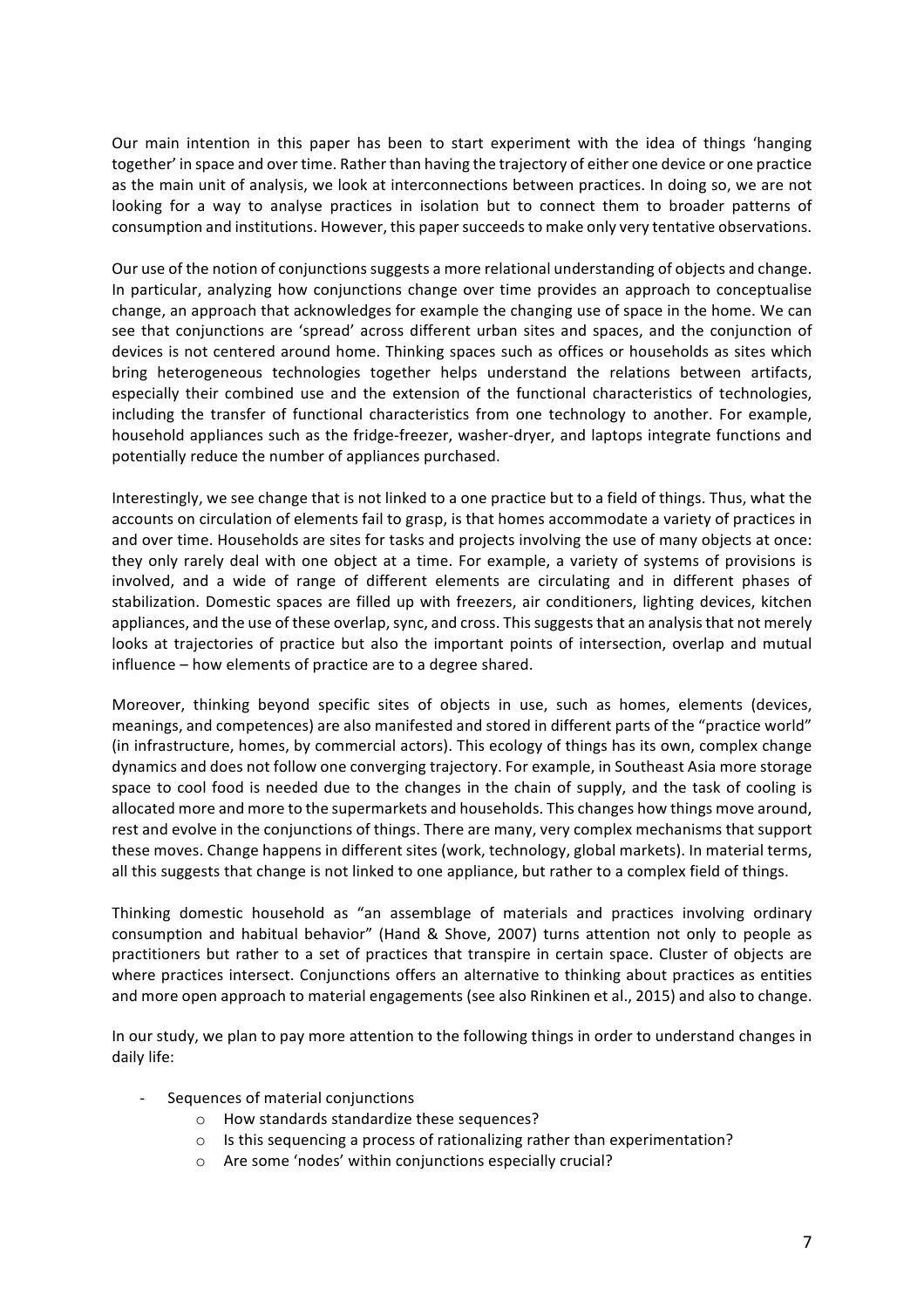Our main intention in this paper has been to start experiment with the idea of things 'hanging together' in space and over time. Rather than having the trajectory of either one device or one practice as the main unit of analysis, we look at interconnections between practices. In doing so, we are not looking for a way to analyse practices in isolation but to connect them to broader patterns of consumption and institutions. However, this paper succeeds to make only very tentative observations.

Our use of the notion of conjunctions suggests a more relational understanding of objects and change. In particular, analyzing how conjunctions change over time provides an approach to conceptualise change, an approach that acknowledges for example the changing use of space in the home. We can see that conjunctions are 'spread' across different urban sites and spaces, and the conjunction of devices is not centered around home. Thinking spaces such as offices or households as sites which bring heterogeneous technologies together helps understand the relations between artifacts, especially their combined use and the extension of the functional characteristics of technologies, including the transfer of functional characteristics from one technology to another. For example, household appliances such as the fridge-freezer, washer-dryer, and laptops integrate functions and potentially reduce the number of appliances purchased.

Interestingly, we see change that is not linked to a one practice but to a field of things. Thus, what the accounts on circulation of elements fail to grasp, is that homes accommodate a variety of practices in and over time. Households are sites for tasks and projects involving the use of many objects at once: they only rarely deal with one object at a time. For example, a variety of systems of provisions is involved, and a wide of range of different elements are circulating and in different phases of stabilization. Domestic spaces are filled up with freezers, air conditioners, lighting devices, kitchen appliances, and the use of these overlap, sync, and cross. This suggests that an analysis that not merely looks at trajectories of practice but also the important points of intersection, overlap and mutual influence – how elements of practice are to a degree shared.

Moreover, thinking beyond specific sites of objects in use, such as homes, elements (devices, meanings, and competences) are also manifested and stored in different parts of the "practice world" (in infrastructure, homes, by commercial actors). This ecology of things has its own, complex change dynamics and does not follow one converging trajectory. For example, in Southeast Asia more storage space to cool food is needed due to the changes in the chain of supply, and the task of cooling is allocated more and more to the supermarkets and households. This changes how things move around, rest and evolve in the conjunctions of things. There are many, very complex mechanisms that support these moves. Change happens in different sites (work, technology, global markets). In material terms, all this suggests that change is not linked to one appliance, but rather to a complex field of things.

Thinking domestic household as "an assemblage of materials and practices involving ordinary consumption and habitual behavior" (Hand & Shove, 2007) turns attention not only to people as practitioners but rather to a set of practices that transpire in certain space. Cluster of objects are where practices intersect. Conjunctions offers an alternative to thinking about practices as entities and more open approach to material engagements (see also Rinkinen et al., 2015) and also to change.

In our study, we plan to pay more attention to the following things in order to understand changes in daily life:

- Sequences of material conjunctions
    - How standards standardize these sequences?
    - Is this sequencing a process of rationalizing rather than experimentation?
    - Are some 'nodes' within conjunctions especially crucial?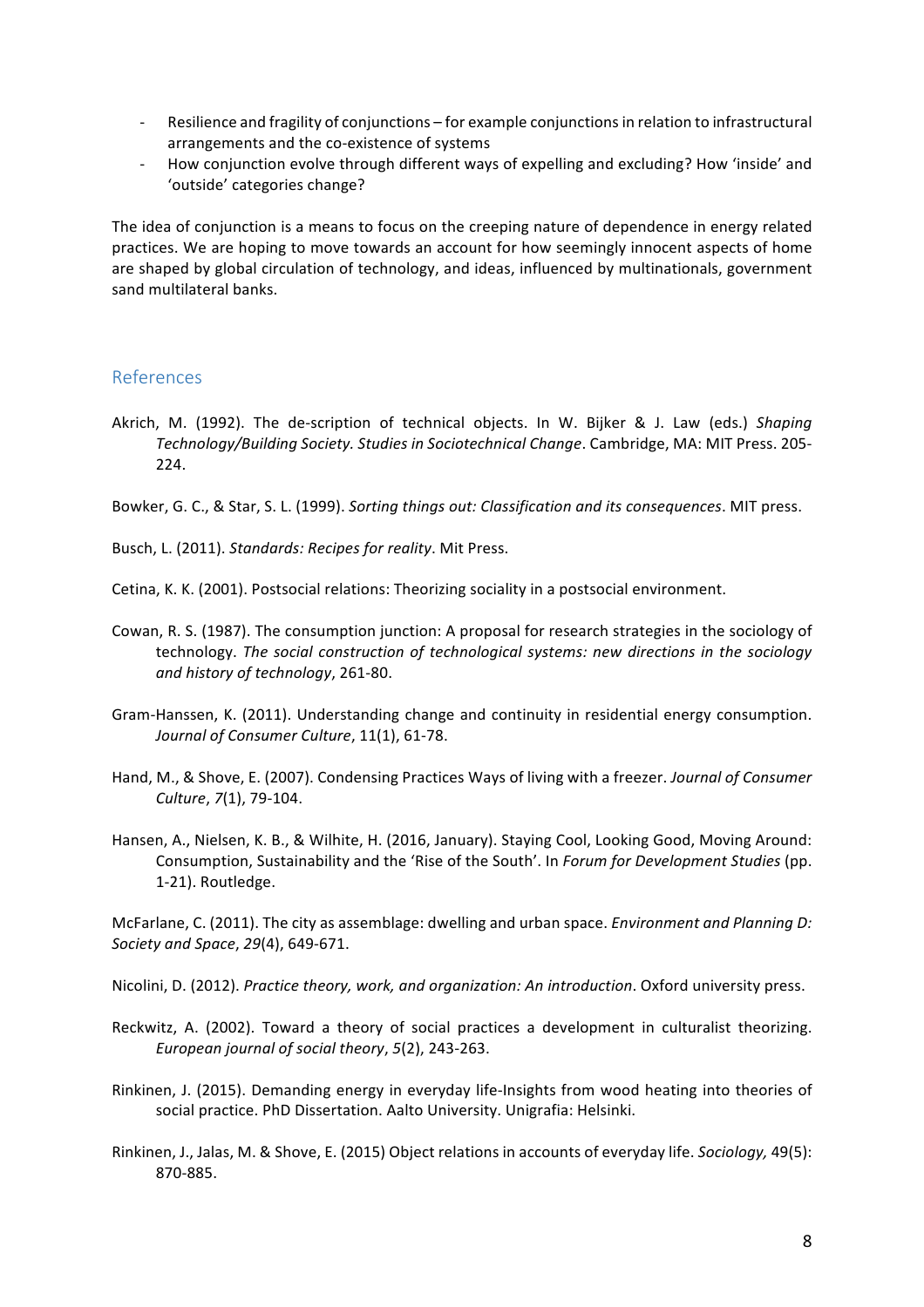- Resilience and fragility of conjunctions – for example conjunctions in relation to infrastructural arrangements and the co-existence of systems
- How conjunction evolve through different ways of expelling and excluding? How 'inside' and 'outside' categories change?

The idea of conjunction is a means to focus on the creeping nature of dependence in energy related practices. We are hoping to move towards an account for how seemingly innocent aspects of home are shaped by global circulation of technology, and ideas, influenced by multinationals, government sand multilateral banks.

## References

Akrich, M. (1992). The de-scription of technical objects. In W. Bijker & J. Law (eds.) *Shaping Technology/Building Society. Studies in Sociotechnical Change*. Cambridge, MA: MIT Press. 205-224.

Bowker, G. C., & Star, S. L. (1999). *Sorting things out: Classification and its consequences*. MIT press.

Busch, L. (2011). *Standards: Recipes for reality*. Mit Press.

Cetina, K. K. (2001). Postsocial relations: Theorizing sociality in a postsocial environment.

Cowan, R. S. (1987). The consumption junction: A proposal for research strategies in the sociology of technology. *The social construction of technological systems: new directions in the sociology and history of technology*, 261-80.

Gram-Hanssen, K. (2011). Understanding change and continuity in residential energy consumption. *Journal of Consumer Culture*, 11(1), 61-78.

Hand, M., & Shove, E. (2007). Condensing Practices Ways of living with a freezer. *Journal of Consumer Culture*, *7*(1), 79-104.

Hansen, A., Nielsen, K. B., & Wilhite, H. (2016, January). Staying Cool, Looking Good, Moving Around: Consumption, Sustainability and the 'Rise of the South'. In *Forum for Development Studies* (pp. 1-21). Routledge.

McFarlane, C. (2011). The city as assemblage: dwelling and urban space. *Environment and Planning D: Society and Space*, *29*(4), 649-671.

Nicolini, D. (2012). *Practice theory, work, and organization: An introduction*. Oxford university press.

Reckwitz, A. (2002). Toward a theory of social practices a development in culturalist theorizing. *European journal of social theory*, *5*(2), 243-263.

Rinkinen, J. (2015). Demanding energy in everyday life-Insights from wood heating into theories of social practice. PhD Dissertation. Aalto University. Unigrafia: Helsinki.

Rinkinen, J., Jalas, M. & Shove, E. (2015) Object relations in accounts of everyday life. *Sociology,* 49(5): 870-885.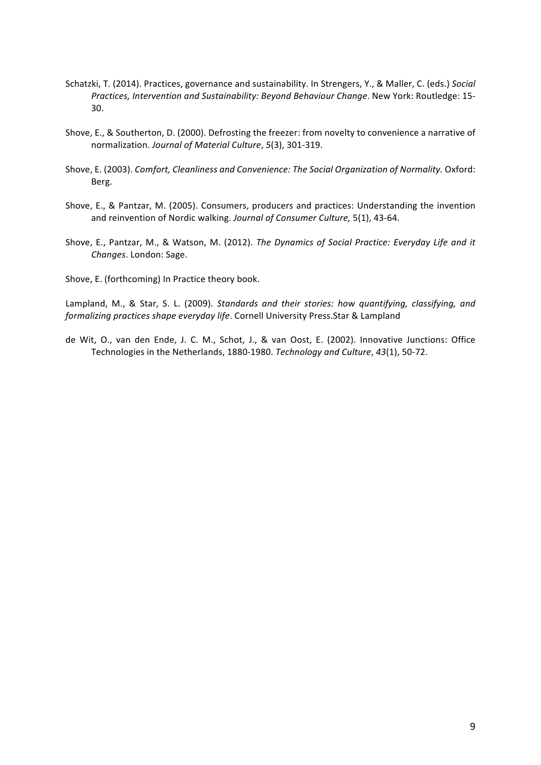Schatzki, T. (2014). Practices, governance and sustainability. In Strengers, Y., & Maller, C. (eds.) *Social Practices, Intervention and Sustainability: Beyond Behaviour Change*. New York: Routledge: 15-30.

Shove, E., & Southerton, D. (2000). Defrosting the freezer: from novelty to convenience a narrative of normalization. *Journal of Material Culture*, *5*(3), 301-319.

Shove, E. (2003). *Comfort, Cleanliness and Convenience: The Social Organization of Normality.* Oxford: Berg.

Shove, E., & Pantzar, M. (2005). Consumers, producers and practices: Understanding the invention and reinvention of Nordic walking. *Journal of Consumer Culture,* 5(1), 43-64.

Shove, E., Pantzar, M., & Watson, M. (2012). *The Dynamics of Social Practice: Everyday Life and it Changes*. London: Sage.

Shove, E. (forthcoming) In Practice theory book.

Lampland, M., & Star, S. L. (2009). *Standards and their stories: how quantifying, classifying, and formalizing practices shape everyday life*. Cornell University Press.Star & Lampland

de Wit, O., van den Ende, J. C. M., Schot, J., & van Oost, E. (2002). Innovative Junctions: Office Technologies in the Netherlands, 1880-1980. *Technology and Culture*, *43*(1), 50-72.